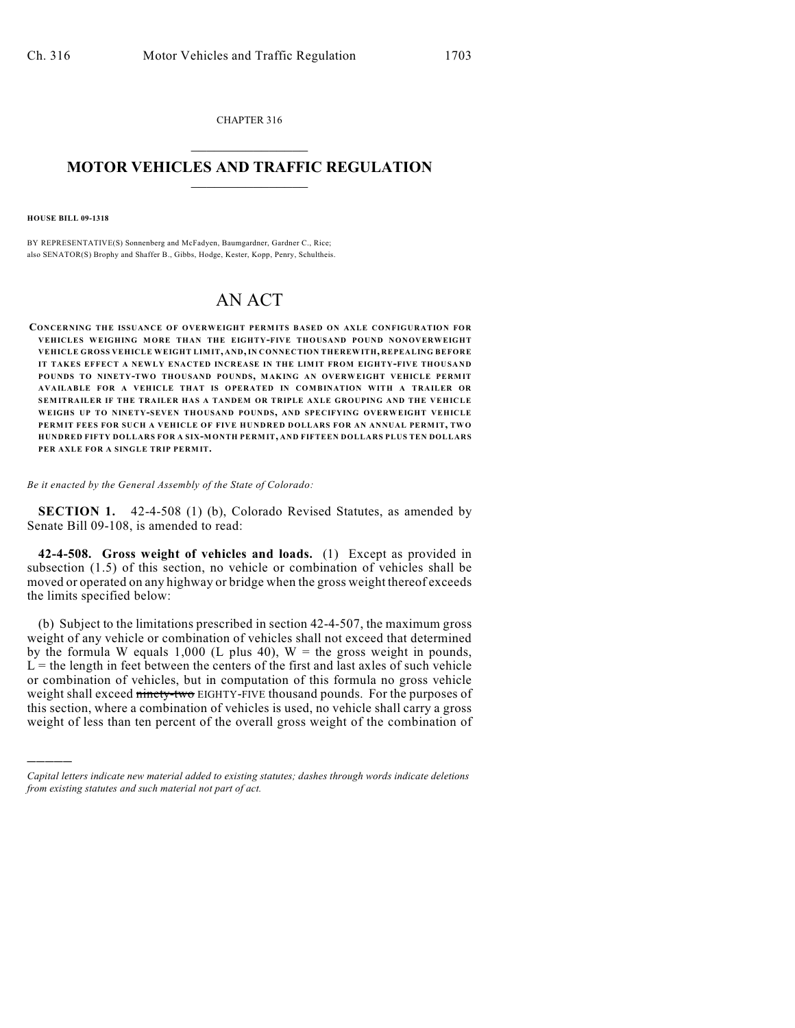CHAPTER 316

# MOTOR VEHICLES AND TRAFFIC REGULATION

**HOUSE BILL 09-1318**

BY REPRESENTATIVE(S) Sonnenberg and McFadyen, Baumgardner, Gardner C., Rice;
also SENATOR(S) Brophy and Shaffer B., Gibbs, Hodge, Kester, Kopp, Penry, Schultheis.

# AN ACT

**CONCERNING THE ISSUANCE OF OVERWEIGHT PERMITS BASED ON AXLE CONFIGURATION FOR VEHICLES WEIGHING MORE THAN THE EIGHTY-FIVE THOUSAND POUND NONOVERWEIGHT VEHICLE GROSS VEHICLE WEIGHT LIMIT, AND, IN CONNECTION THEREWITH, REPEALING BEFORE IT TAKES EFFECT A NEWLY ENACTED INCREASE IN THE LIMIT FROM EIGHTY-FIVE THOUSAND POUNDS TO NINETY-TWO THOUSAND POUNDS, MAKING AN OVERWEIGHT VEHICLE PERMIT AVAILABLE FOR A VEHICLE THAT IS OPERATED IN COMBINATION WITH A TRAILER OR SEMITRAILER IF THE TRAILER HAS A TANDEM OR TRIPLE AXLE GROUPING AND THE VEHICLE WEIGHS UP TO NINETY-SEVEN THOUSAND POUNDS, AND SPECIFYING OVERWEIGHT VEHICLE PERMIT FEES FOR SUCH A VEHICLE OF FIVE HUNDRED DOLLARS FOR AN ANNUAL PERMIT, TWO HUNDRED FIFTY DOLLARS FOR A SIX-MONTH PERMIT, AND FIFTEEN DOLLARS PLUS TEN DOLLARS PER AXLE FOR A SINGLE TRIP PERMIT.**

*Be it enacted by the General Assembly of the State of Colorado:*

**SECTION 1.** 42-4-508 (1) (b), Colorado Revised Statutes, as amended by Senate Bill 09-108, is amended to read:

**42-4-508. Gross weight of vehicles and loads.** (1) Except as provided in subsection (1.5) of this section, no vehicle or combination of vehicles shall be moved or operated on any highway or bridge when the gross weight thereof exceeds the limits specified below:

(b) Subject to the limitations prescribed in section 42-4-507, the maximum gross weight of any vehicle or combination of vehicles shall not exceed that determined by the formula W equals 1,000 (L plus 40), W = the gross weight in pounds, L = the length in feet between the centers of the first and last axles of such vehicle or combination of vehicles, but in computation of this formula no gross vehicle weight shall exceed ~~ninety-two~~ EIGHTY-FIVE thousand pounds. For the purposes of this section, where a combination of vehicles is used, no vehicle shall carry a gross weight of less than ten percent of the overall gross weight of the combination of

---

*Capital letters indicate new material added to existing statutes; dashes through words indicate deletions from existing statutes and such material not part of act.*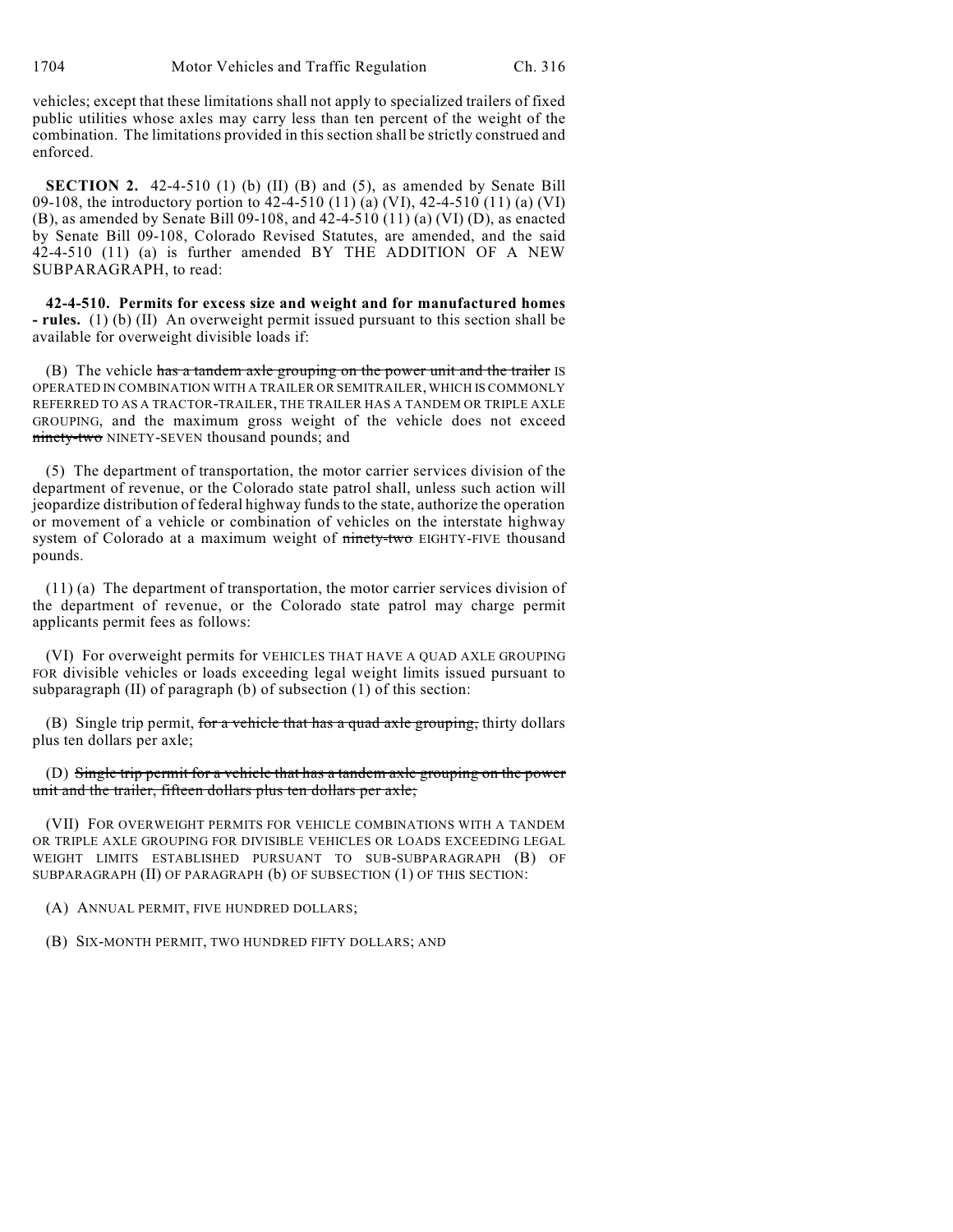vehicles; except that these limitations shall not apply to specialized trailers of fixed public utilities whose axles may carry less than ten percent of the weight of the combination. The limitations provided in this section shall be strictly construed and enforced.

**SECTION 2.** 42-4-510 (1) (b) (II) (B) and (5), as amended by Senate Bill 09-108, the introductory portion to 42-4-510 (11) (a) (VI), 42-4-510 (11) (a) (VI) (B), as amended by Senate Bill 09-108, and 42-4-510 (11) (a) (VI) (D), as enacted by Senate Bill 09-108, Colorado Revised Statutes, are amended, and the said 42-4-510 (11) (a) is further amended BY THE ADDITION OF A NEW SUBPARAGRAPH, to read:

**42-4-510. Permits for excess size and weight and for manufactured homes - rules.** (1) (b) (II) An overweight permit issued pursuant to this section shall be available for overweight divisible loads if:

(B) The vehicle ~~has a tandem axle grouping on the power unit and the trailer~~ IS OPERATED IN COMBINATION WITH A TRAILER OR SEMITRAILER, WHICH IS COMMONLY REFERRED TO AS A TRACTOR-TRAILER, THE TRAILER HAS A TANDEM OR TRIPLE AXLE GROUPING, and the maximum gross weight of the vehicle does not exceed ~~ninety-two~~ NINETY-SEVEN thousand pounds; and

(5) The department of transportation, the motor carrier services division of the department of revenue, or the Colorado state patrol shall, unless such action will jeopardize distribution of federal highway funds to the state, authorize the operation or movement of a vehicle or combination of vehicles on the interstate highway system of Colorado at a maximum weight of ~~ninety-two~~ EIGHTY-FIVE thousand pounds.

(11) (a) The department of transportation, the motor carrier services division of the department of revenue, or the Colorado state patrol may charge permit applicants permit fees as follows:

(VI) For overweight permits for VEHICLES THAT HAVE A QUAD AXLE GROUPING FOR divisible vehicles or loads exceeding legal weight limits issued pursuant to subparagraph (II) of paragraph (b) of subsection (1) of this section:

(B) Single trip permit, ~~for a vehicle that has a quad axle grouping,~~ thirty dollars plus ten dollars per axle;

(D) ~~Single trip permit for a vehicle that has a tandem axle grouping on the power unit and the trailer, fifteen dollars plus ten dollars per axle;~~

(VII) FOR OVERWEIGHT PERMITS FOR VEHICLE COMBINATIONS WITH A TANDEM OR TRIPLE AXLE GROUPING FOR DIVISIBLE VEHICLES OR LOADS EXCEEDING LEGAL WEIGHT LIMITS ESTABLISHED PURSUANT TO SUB-SUBPARAGRAPH (B) OF SUBPARAGRAPH (II) OF PARAGRAPH (b) OF SUBSECTION (1) OF THIS SECTION:

(A) ANNUAL PERMIT, FIVE HUNDRED DOLLARS;

(B) SIX-MONTH PERMIT, TWO HUNDRED FIFTY DOLLARS; AND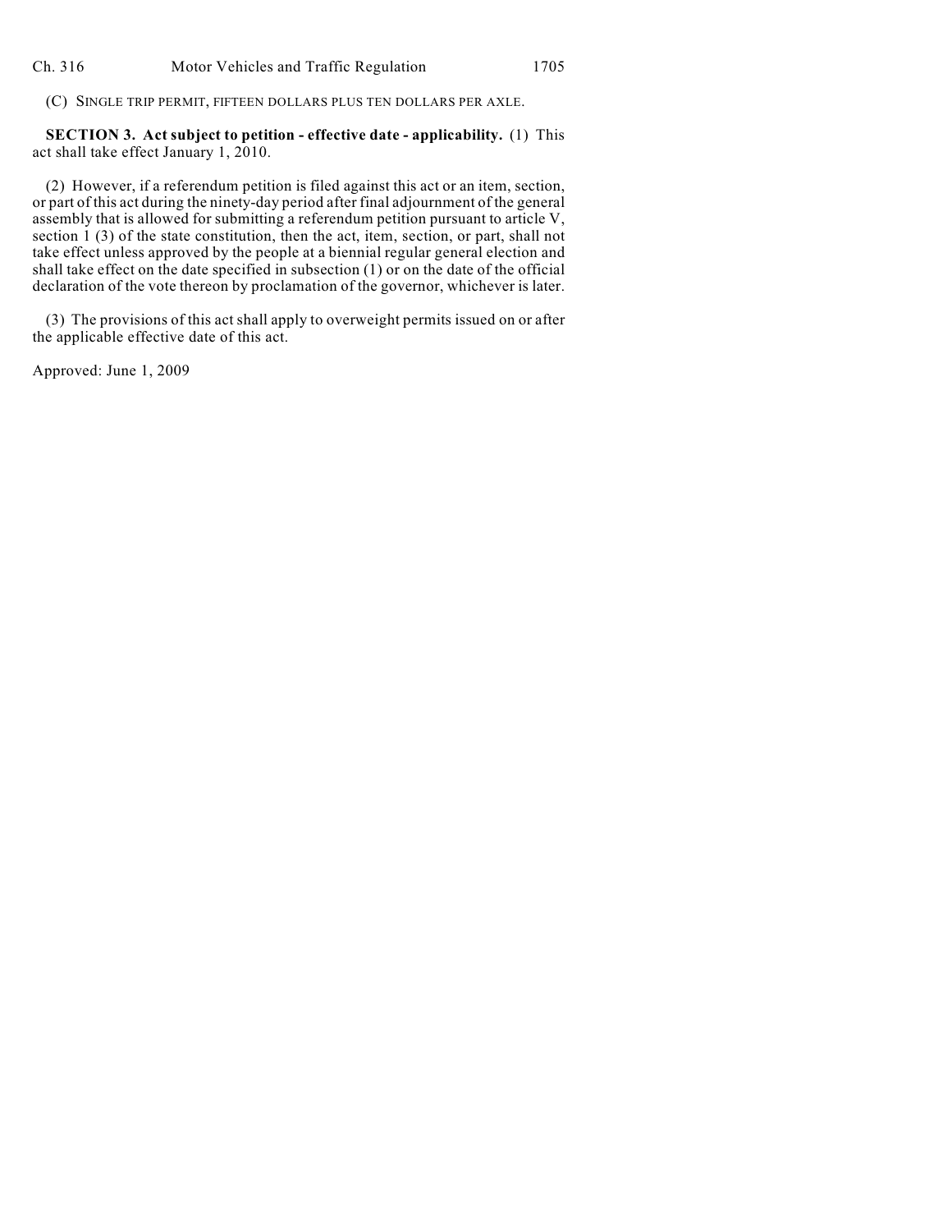(C) SINGLE TRIP PERMIT, FIFTEEN DOLLARS PLUS TEN DOLLARS PER AXLE.

**SECTION 3. Act subject to petition - effective date - applicability.** (1) This act shall take effect January 1, 2010.

(2) However, if a referendum petition is filed against this act or an item, section, or part of this act during the ninety-day period after final adjournment of the general assembly that is allowed for submitting a referendum petition pursuant to article V, section 1 (3) of the state constitution, then the act, item, section, or part, shall not take effect unless approved by the people at a biennial regular general election and shall take effect on the date specified in subsection (1) or on the date of the official declaration of the vote thereon by proclamation of the governor, whichever is later.

(3) The provisions of this act shall apply to overweight permits issued on or after the applicable effective date of this act.

Approved: June 1, 2009